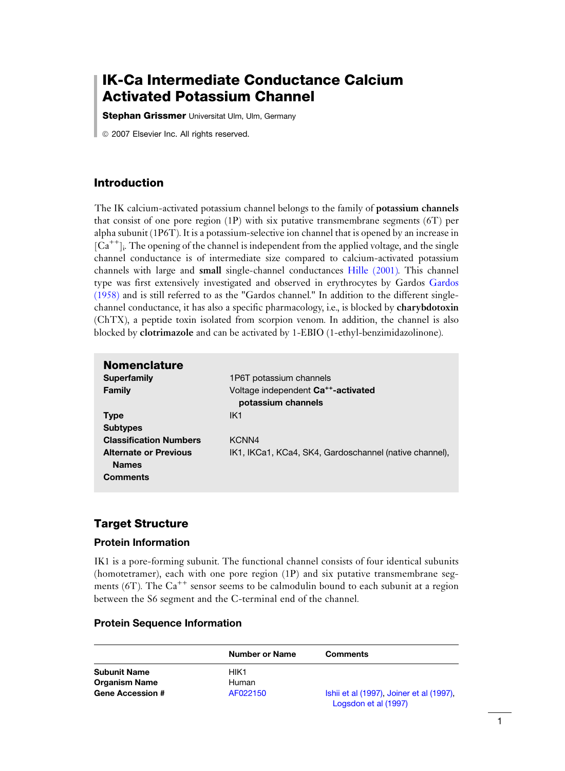# IK-Ca Intermediate Conductance Calcium Activated Potassium Channel

**Stephan Grissmer** Universitat Ulm, Ulm, Germany

© 2007 Elsevier Inc. All rights reserved.

## Introduction

The IK calcium-activated potassium channel belongs to the family of **potassium channels** that consist of one pore region (1P) with six putative transmembrane segments (6T) per alpha subunit (1P6T). It is a potassium-selective ion channel that is opened by an increase in $[Ca^{++}]_i$. The opening of the channel is independent from the applied voltage, and the single channel conductance is of intermediate size compared to calcium-activated potassium channels with large and **small** single-channel conductances Hille (2001). This channel type was first extensively investigated and observed in erythrocytes by Gardos Gardos (1958) and is still referred to as the "Gardos channel." In addition to the different single-channel conductance, it has also a specific pharmacology, i.e., is blocked by **charybdotoxin** (ChTX), a peptide toxin isolated from scorpion venom. In addition, the channel is also blocked by **clotrimazole** and can be activated by 1-EBIO (1-ethyl-benzimidazolinone).

## Nomenclature

| | |
|---|---|
| **Superfamily** | 1P6T potassium channels |
| **Family** | Voltage independent **$Ca^{++}$-activated potassium channels** |
| **Type** | IK1 |
| **Subtypes** | |
| **Classification Numbers** | KCNN4 |
| **Alternate or Previous Names** | IK1, IKCa1, KCa4, SK4, Gardoschannel (native channel), |
| **Comments** | |

## Target Structure

### Protein Information

IK1 is a pore-forming subunit. The functional channel consists of four identical subunits (homotetramer), each with one pore region (1P) and six putative transmembrane segments (6T). The $Ca^{++}$ sensor seems to be calmodulin bound to each subunit at a region between the S6 segment and the C-terminal end of the channel.

### Protein Sequence Information

| | Number or Name | Comments |
|---|---|---|
| **Subunit Name** | HIK1 | |
| **Organism Name** | Human | |
| **Gene Accession #** | AF022150 | Ishii et al (1997), Joiner et al (1997), Logsdon et al (1997) |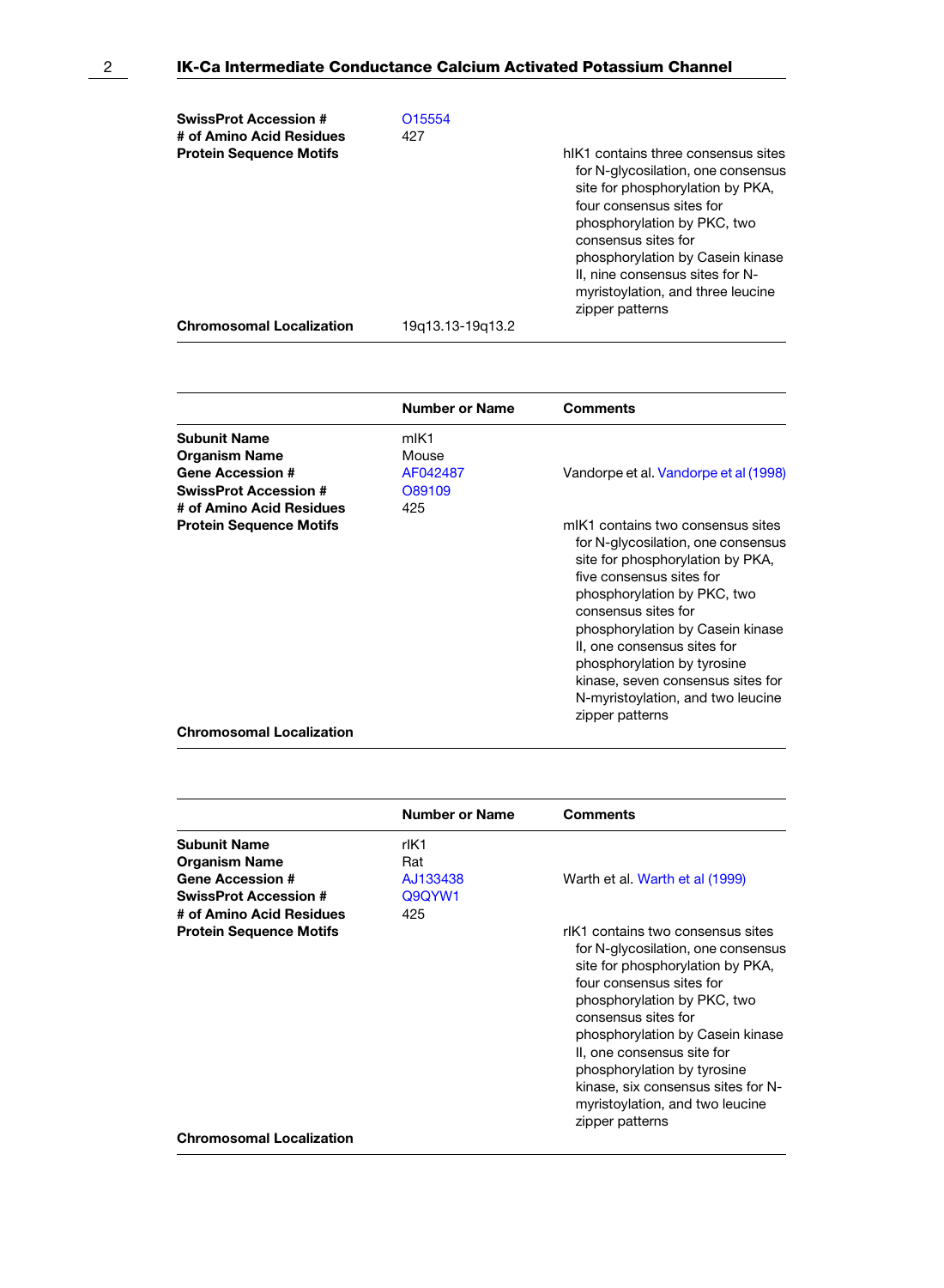| | | |
|---|---|---|
| **SwissProt Accession #** | O15554 | |
| **# of Amino Acid Residues** | 427 | |
| **Protein Sequence Motifs** | | hIK1 contains three consensus sites for N-glycosilation, one consensus site for phosphorylation by PKA, four consensus sites for phosphorylation by PKC, two consensus sites for phosphorylation by Casein kinase II, nine consensus sites for N-myristoylation, and three leucine zipper patterns |
| **Chromosomal Localization** | 19q13.13-19q13.2 | |

| | Number or Name | Comments |
|---|---|---|
| **Subunit Name** | mIK1 | |
| **Organism Name** | Mouse | |
| **Gene Accession #** | AF042487 | Vandorpe et al. Vandorpe et al (1998) |
| **SwissProt Accession #** | O89109 | |
| **# of Amino Acid Residues** | 425 | |
| **Protein Sequence Motifs** | | mIK1 contains two consensus sites for N-glycosilation, one consensus site for phosphorylation by PKA, five consensus sites for phosphorylation by PKC, two consensus sites for phosphorylation by Casein kinase II, one consensus sites for phosphorylation by tyrosine kinase, seven consensus sites for N-myristoylation, and two leucine zipper patterns |
| **Chromosomal Localization** | | |

| | Number or Name | Comments |
|---|---|---|
| **Subunit Name** | rIK1 | |
| **Organism Name** | Rat | |
| **Gene Accession #** | AJ133438 | Warth et al. Warth et al (1999) |
| **SwissProt Accession #** | Q9QYW1 | |
| **# of Amino Acid Residues** | 425 | |
| **Protein Sequence Motifs** | | rIK1 contains two consensus sites for N-glycosilation, one consensus site for phosphorylation by PKA, four consensus sites for phosphorylation by PKC, two consensus sites for phosphorylation by Casein kinase II, one consensus site for phosphorylation by tyrosine kinase, six consensus sites for N-myristoylation, and two leucine zipper patterns |
| **Chromosomal Localization** | | |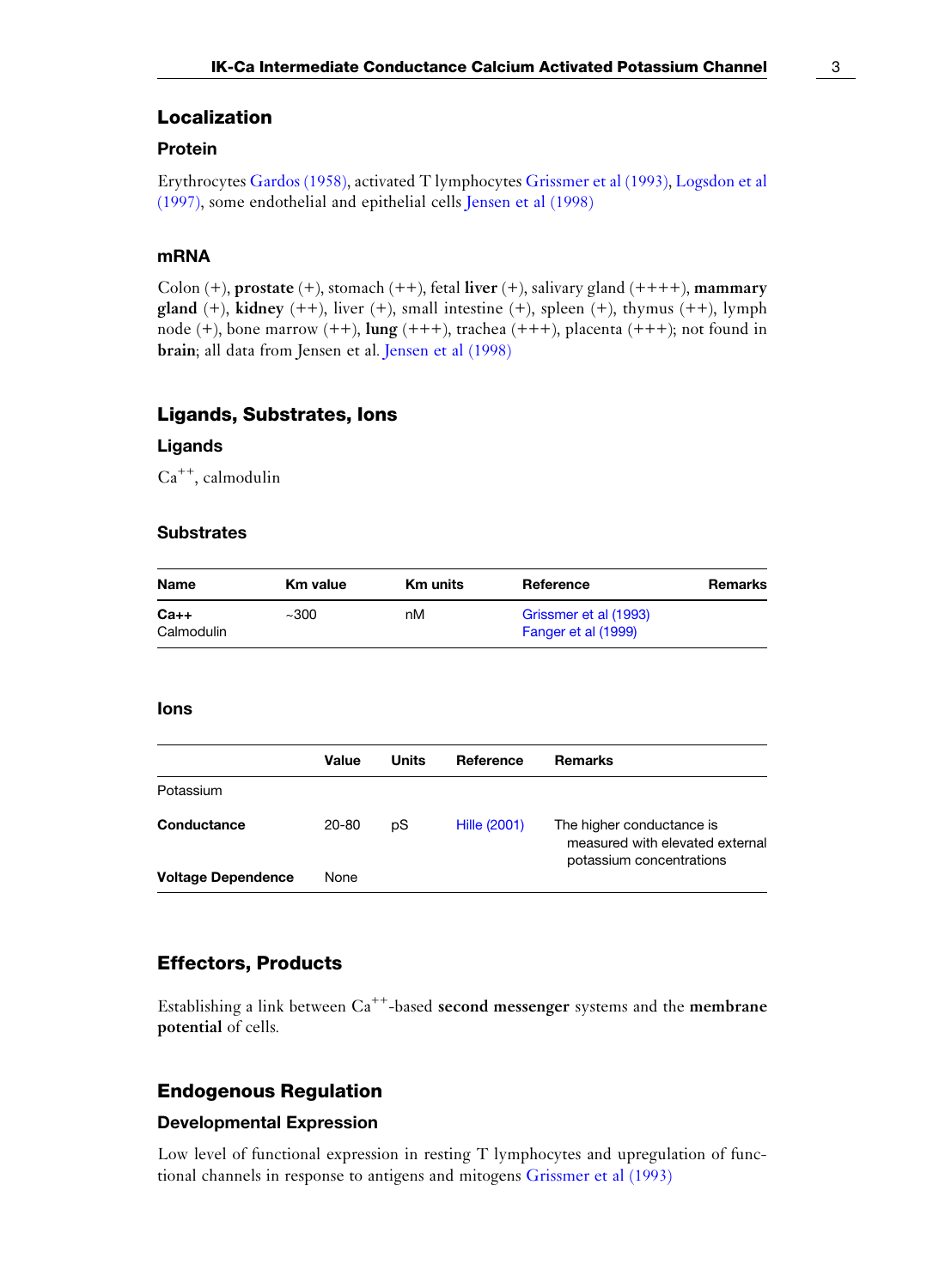## Localization

### Protein

Erythrocytes Gardos (1958), activated T lymphocytes Grissmer et al (1993), Logsdon et al (1997), some endothelial and epithelial cells Jensen et al (1998)

### mRNA

Colon (+), **prostate** (+), stomach (++), fetal **liver** (+), salivary gland (++++), **mammary gland** (+), **kidney** (++), liver (+), small intestine (+), spleen (+), thymus (++), lymph node (+), bone marrow (++), **lung** (+++), trachea (+++), placenta (+++); not found in **brain**; all data from Jensen et al. Jensen et al (1998)

## Ligands, Substrates, Ions

### Ligands

$Ca^{++}$, calmodulin

### Substrates

| Name | Km value | Km units | Reference | Remarks |
|---|---|---|---|---|
| **Ca++** Calmodulin | ~300 | nM | Grissmer et al (1993) Fanger et al (1999) | |

### Ions

| | Value | Units | Reference | Remarks |
|---|---|---|---|---|
| Potassium | | | | |
| **Conductance** | 20-80 | pS | Hille (2001) | The higher conductance is measured with elevated external potassium concentrations |
| **Voltage Dependence** | None | | | |

## Effectors, Products

Establishing a link between $Ca^{++}$-based **second messenger** systems and the **membrane potential** of cells.

## Endogenous Regulation

### Developmental Expression

Low level of functional expression in resting T lymphocytes and upregulation of functional channels in response to antigens and mitogens Grissmer et al (1993)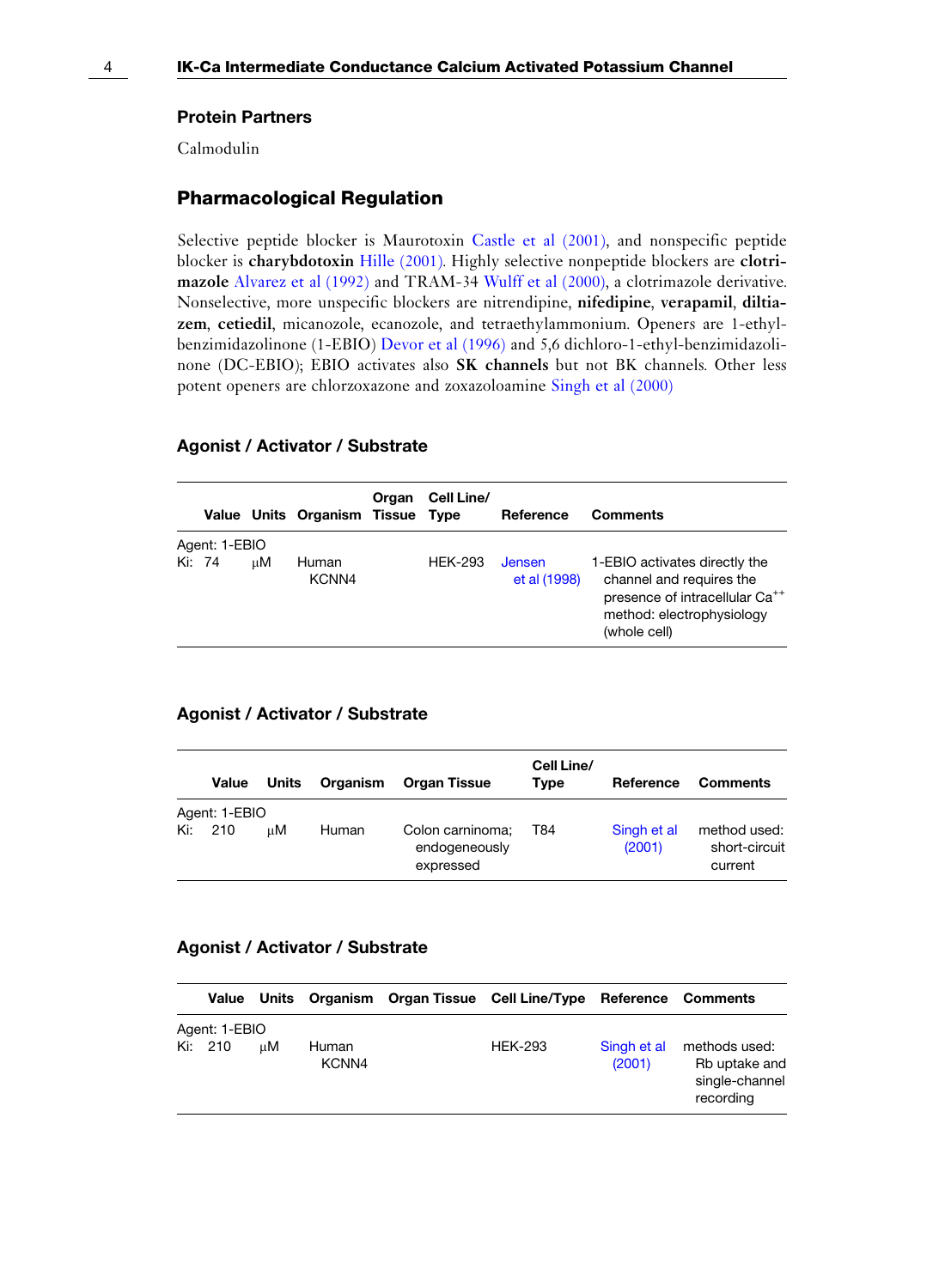## Protein Partners

Calmodulin

## Pharmacological Regulation

Selective peptide blocker is Maurotoxin Castle et al (2001), and nonspecific peptide blocker is **charybdotoxin** Hille (2001). Highly selective nonpeptide blockers are **clotrimazole** Alvarez et al (1992) and TRAM-34 Wulff et al (2000), a clotrimazole derivative. Nonselective, more unspecific blockers are nitrendipine, **nifedipine**, **verapamil**, **diltiazem**, **cetiedil**, micanozole, ecanozole, and tetraethylammonium. Openers are 1-ethyl-benzimidazolinone (1-EBIO) Devor et al (1996) and 5,6 dichloro-1-ethyl-benzimidazolinone (DC-EBIO); EBIO activates also **SK channels** but not BK channels. Other less potent openers are chlorzoxazone and zoxazoloamine Singh et al (2000)

### Agonist / Activator / Substrate

| | Value | Units | Organism | Organ Tissue | Cell Line/ Type | Reference | Comments |
|---|---|---|---|---|---|---|---|
| Agent: 1-EBIO | | | | | | | |
| Ki: | 74 | μM | Human KCNN4 | | HEK-293 | Jensen et al (1998) | 1-EBIO activates directly the channel and requires the presence of intracellular $Ca^{++}$ method: electrophysiology (whole cell) |

### Agonist / Activator / Substrate

| | Value | Units | Organism | Organ Tissue | Cell Line/ Type | Reference | Comments |
|---|---|---|---|---|---|---|---|
| Agent: 1-EBIO | | | | | | | |
| Ki: | 210 | μM | Human | Colon carninoma; endogeneously expressed | T84 | Singh et al (2001) | method used: short-circuit current |

### Agonist / Activator / Substrate

| | Value | Units | Organism | Organ Tissue | Cell Line/Type | Reference | Comments |
|---|---|---|---|---|---|---|---|
| Agent: 1-EBIO | | | | | | | |
| Ki: | 210 | μM | Human KCNN4 | | HEK-293 | Singh et al (2001) | methods used: Rb uptake and single-channel recording |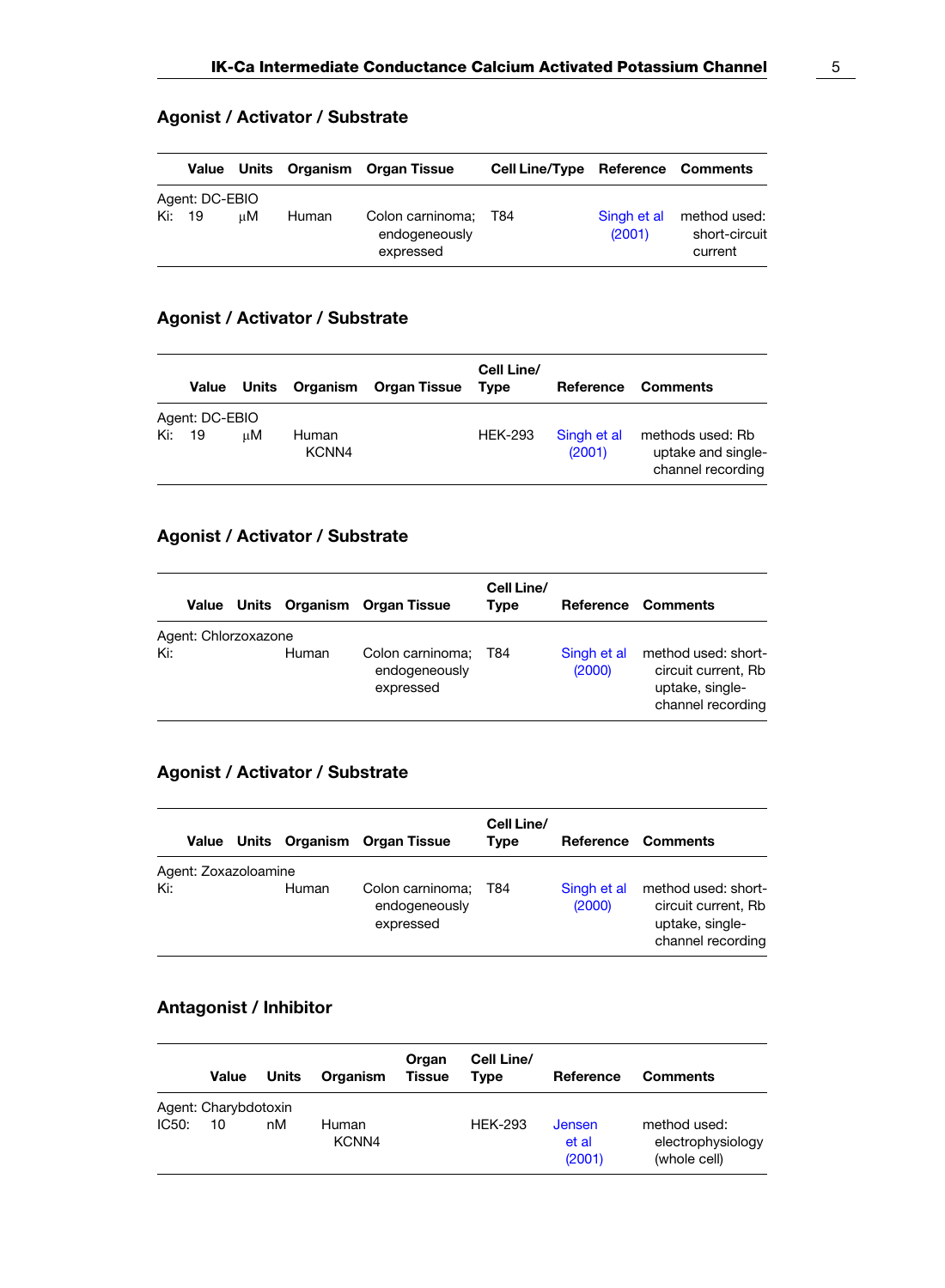## Agonist / Activator / Substrate

| | Value | Units | Organism | Organ Tissue | Cell Line/Type | Reference | Comments |
|---|---|---|---|---|---|---|---|
| Agent: DC-EBIO | | | | | | | |
| Ki: | 19 | µM | Human | Colon carninoma; endogeneously expressed | T84 | Singh et al (2001) | method used: short-circuit current |

## Agonist / Activator / Substrate

| | Value | Units | Organism | Organ Tissue | Cell Line/ Type | Reference | Comments |
|---|---|---|---|---|---|---|---|
| Agent: DC-EBIO | | | | | | | |
| Ki: | 19 | µM | Human KCNN4 | | HEK-293 | Singh et al (2001) | methods used: Rb uptake and single-channel recording |

## Agonist / Activator / Substrate

| | Value | Units | Organism | Organ Tissue | Cell Line/ Type | Reference | Comments |
|---|---|---|---|---|---|---|---|
| Agent: Chlorzoxazone | | | | | | | |
| Ki: | | | Human | Colon carninoma; endogeneously expressed | T84 | Singh et al (2000) | method used: short-circuit current, Rb uptake, single-channel recording |

## Agonist / Activator / Substrate

| | Value | Units | Organism | Organ Tissue | Cell Line/ Type | Reference | Comments |
|---|---|---|---|---|---|---|---|
| Agent: Zoxazoloamine | | | | | | | |
| Ki: | | | Human | Colon carninoma; endogeneously expressed | T84 | Singh et al (2000) | method used: short-circuit current, Rb uptake, single-channel recording |

## Antagonist / Inhibitor

| | Value | Units | Organism | Organ Tissue | Cell Line/ Type | Reference | Comments |
|---|---|---|---|---|---|---|---|
| Agent: Charybdotoxin | | | | | | | |
| IC50: | 10 | nM | Human KCNN4 | | HEK-293 | Jensen et al (2001) | method used: electrophysiology (whole cell) |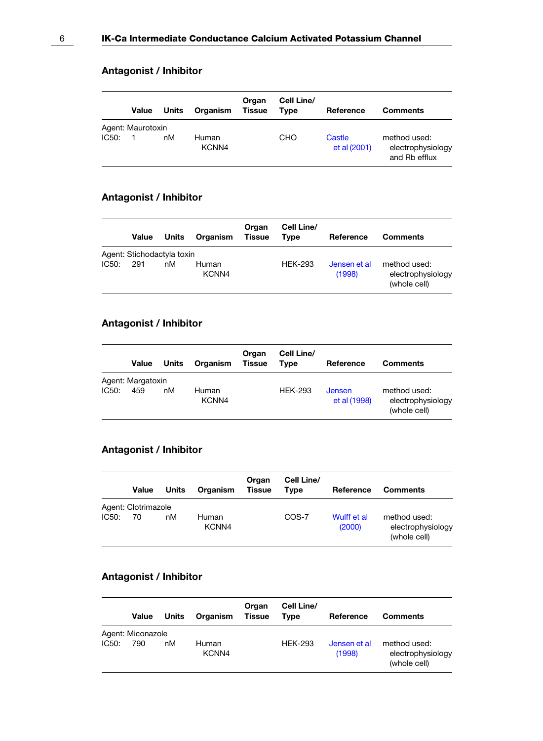## Antagonist / Inhibitor

| | Value | Units | Organism | Organ Tissue | Cell Line/ Type | Reference | Comments |
|---|---|---|---|---|---|---|---|
| Agent: Maurotoxin | | | | | | | |
| IC50: | 1 | nM | Human KCNN4 | | CHO | Castle et al (2001) | method used: electrophysiology and Rb efflux |

## Antagonist / Inhibitor

| | Value | Units | Organism | Organ Tissue | Cell Line/ Type | Reference | Comments |
|---|---|---|---|---|---|---|---|
| Agent: Stichodactyla toxin | | | | | | | |
| IC50: | 291 | nM | Human KCNN4 | | HEK-293 | Jensen et al (1998) | method used: electrophysiology (whole cell) |

## Antagonist / Inhibitor

| | Value | Units | Organism | Organ Tissue | Cell Line/ Type | Reference | Comments |
|---|---|---|---|---|---|---|---|
| Agent: Margatoxin | | | | | | | |
| IC50: | 459 | nM | Human KCNN4 | | HEK-293 | Jensen et al (1998) | method used: electrophysiology (whole cell) |

## Antagonist / Inhibitor

| | Value | Units | Organism | Organ Tissue | Cell Line/ Type | Reference | Comments |
|---|---|---|---|---|---|---|---|
| Agent: Clotrimazole | | | | | | | |
| IC50: | 70 | nM | Human KCNN4 | | COS-7 | Wulff et al (2000) | method used: electrophysiology (whole cell) |

## Antagonist / Inhibitor

| | Value | Units | Organism | Organ Tissue | Cell Line/ Type | Reference | Comments |
|---|---|---|---|---|---|---|---|
| Agent: Miconazole | | | | | | | |
| IC50: | 790 | nM | Human KCNN4 | | HEK-293 | Jensen et al (1998) | method used: electrophysiology (whole cell) |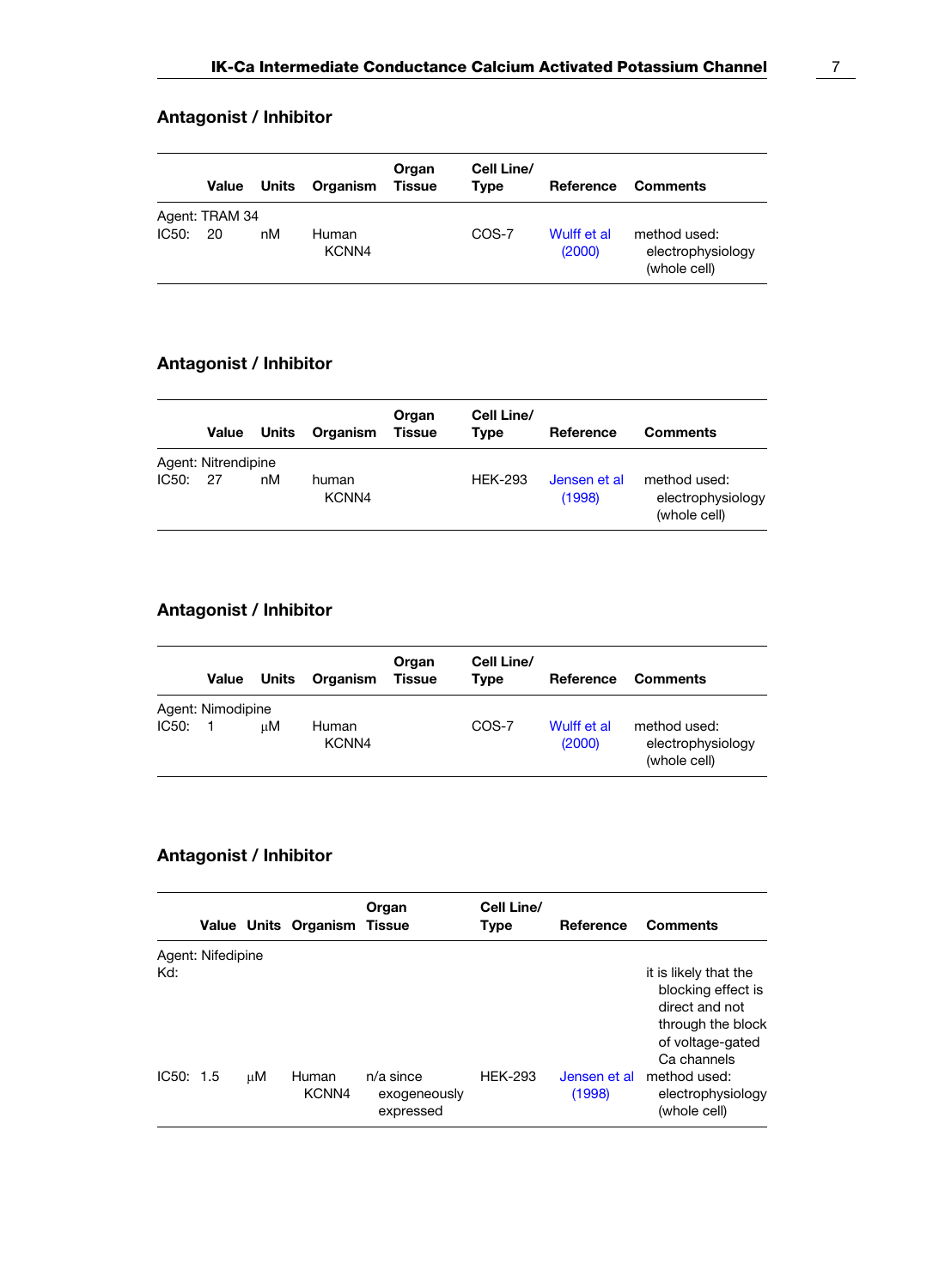## Antagonist / Inhibitor

| | Value | Units | Organism | Organ Tissue | Cell Line/ Type | Reference | Comments |
|---|---|---|---|---|---|---|---|
| Agent: TRAM 34 | | | | | | | |
| IC50: | 20 | nM | Human KCNN4 | | COS-7 | Wulff et al (2000) | method used: electrophysiology (whole cell) |

## Antagonist / Inhibitor

| | Value | Units | Organism | Organ Tissue | Cell Line/ Type | Reference | Comments |
|---|---|---|---|---|---|---|---|
| Agent: Nitrendipine | | | | | | | |
| IC50: | 27 | nM | human KCNN4 | | HEK-293 | Jensen et al (1998) | method used: electrophysiology (whole cell) |

## Antagonist / Inhibitor

| | Value | Units | Organism | Organ Tissue | Cell Line/ Type | Reference | Comments |
|---|---|---|---|---|---|---|---|
| Agent: Nimodipine | | | | | | | |
| IC50: | 1 | μM | Human KCNN4 | | COS-7 | Wulff et al (2000) | method used: electrophysiology (whole cell) |

## Antagonist / Inhibitor

| | Value | Units | Organism | Organ Tissue | Cell Line/ Type | Reference | Comments |
|---|---|---|---|---|---|---|---|
| Agent: Nifedipine | | | | | | | |
| Kd: | | | | | | | it is likely that the blocking effect is direct and not through the block of voltage-gated Ca channels |
| IC50: | 1.5 | μM | Human KCNN4 | n/a since exogeneously expressed | HEK-293 | Jensen et al (1998) | method used: electrophysiology (whole cell) |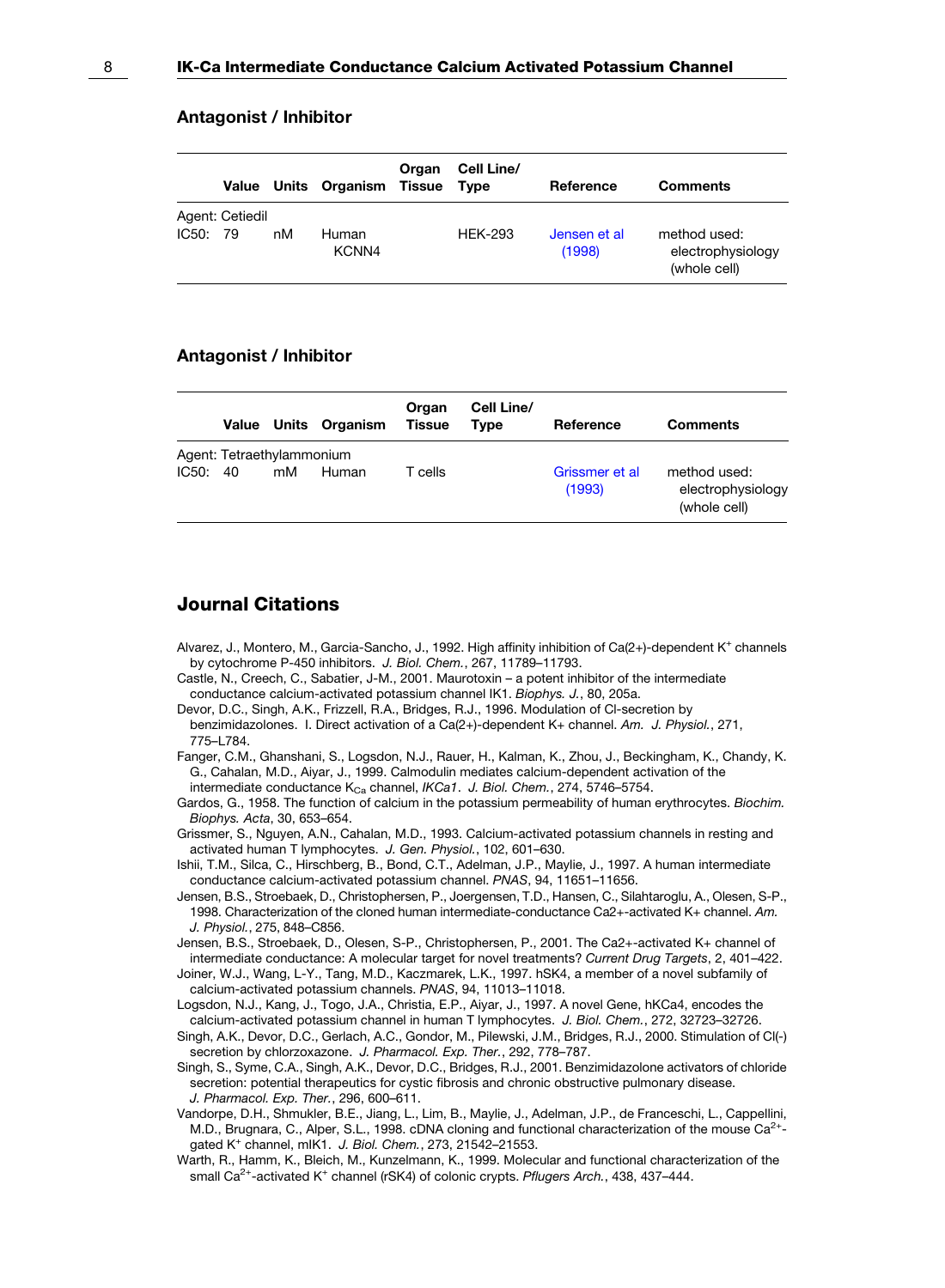## Antagonist / Inhibitor

| | Value | Units | Organism | Organ Tissue | Cell Line/ Type | Reference | Comments |
|---|---|---|---|---|---|---|---|
| Agent: Cetiedil | | | | | | | |
| IC50: | 79 | nM | Human KCNN4 | | HEK-293 | Jensen et al (1998) | method used: electrophysiology (whole cell) |

## Antagonist / Inhibitor

| | Value | Units | Organism | Organ Tissue | Cell Line/ Type | Reference | Comments |
|---|---|---|---|---|---|---|---|
| Agent: Tetraethylammonium | | | | | | | |
| IC50: | 40 | mM | Human | T cells | | Grissmer et al (1993) | method used: electrophysiology (whole cell) |

## Journal Citations

Alvarez, J., Montero, M., Garcia-Sancho, J., 1992. High affinity inhibition of Ca(2+)-dependent $K^+$ channels by cytochrome P-450 inhibitors. *J. Biol. Chem.*, 267, 11789–11793.

Castle, N., Creech, C., Sabatier, J-M., 2001. Maurotoxin – a potent inhibitor of the intermediate conductance calcium-activated potassium channel IK1. *Biophys. J.*, 80, 205a.

Devor, D.C., Singh, A.K., Frizzell, R.A., Bridges, R.J., 1996. Modulation of Cl-secretion by benzimidazolones. I. Direct activation of a Ca(2+)-dependent K+ channel. *Am. J. Physiol.*, 271, 775–L784.

Fanger, C.M., Ghanshani, S., Logsdon, N.J., Rauer, H., Kalman, K., Zhou, J., Beckingham, K., Chandy, K. G., Cahalan, M.D., Aiyar, J., 1999. Calmodulin mediates calcium-dependent activation of the intermediate conductance $K_{Ca}$ channel, *IKCa1*. *J. Biol. Chem.*, 274, 5746–5754.

Gardos, G., 1958. The function of calcium in the potassium permeability of human erythrocytes. *Biochim. Biophys. Acta*, 30, 653–654.

Grissmer, S., Nguyen, A.N., Cahalan, M.D., 1993. Calcium-activated potassium channels in resting and activated human T lymphocytes. *J. Gen. Physiol.*, 102, 601–630.

Ishii, T.M., Silca, C., Hirschberg, B., Bond, C.T., Adelman, J.P., Maylie, J., 1997. A human intermediate conductance calcium-activated potassium channel. *PNAS*, 94, 11651–11656.

Jensen, B.S., Stroebaek, D., Christophersen, P., Joergensen, T.D., Hansen, C., Silahtaroglu, A., Olesen, S-P., 1998. Characterization of the cloned human intermediate-conductance Ca2+-activated K+ channel. *Am. J. Physiol.*, 275, 848–C856.

Jensen, B.S., Stroebaek, D., Olesen, S-P., Christophersen, P., 2001. The Ca2+-activated K+ channel of intermediate conductance: A molecular target for novel treatments? *Current Drug Targets*, 2, 401–422.

Joiner, W.J., Wang, L-Y., Tang, M.D., Kaczmarek, L.K., 1997. hSK4, a member of a novel subfamily of calcium-activated potassium channels. *PNAS*, 94, 11013–11018.

Logsdon, N.J., Kang, J., Togo, J.A., Christia, E.P., Aiyar, J., 1997. A novel Gene, hKCa4, encodes the calcium-activated potassium channel in human T lymphocytes. *J. Biol. Chem.*, 272, 32723–32726.

Singh, A.K., Devor, D.C., Gerlach, A.C., Gondor, M., Pilewski, J.M., Bridges, R.J., 2000. Stimulation of Cl(-) secretion by chlorzoxazone. *J. Pharmacol. Exp. Ther.*, 292, 778–787.

Singh, S., Syme, C.A., Singh, A.K., Devor, D.C., Bridges, R.J., 2001. Benzimidazolone activators of chloride secretion: potential therapeutics for cystic fibrosis and chronic obstructive pulmonary disease. *J. Pharmacol. Exp. Ther.*, 296, 600–611.

Vandorpe, D.H., Shmukler, B.E., Jiang, L., Lim, B., Maylie, J., Adelman, J.P., de Franceschi, L., Cappellini, M.D., Brugnara, C., Alper, S.L., 1998. cDNA cloning and functional characterization of the mouse $Ca^{2+}$-gated $K^+$ channel, mIK1. *J. Biol. Chem.*, 273, 21542–21553.

Warth, R., Hamm, K., Bleich, M., Kunzelmann, K., 1999. Molecular and functional characterization of the small $Ca^{2+}$-activated $K^+$ channel (rSK4) of colonic crypts. *Pflugers Arch.*, 438, 437–444.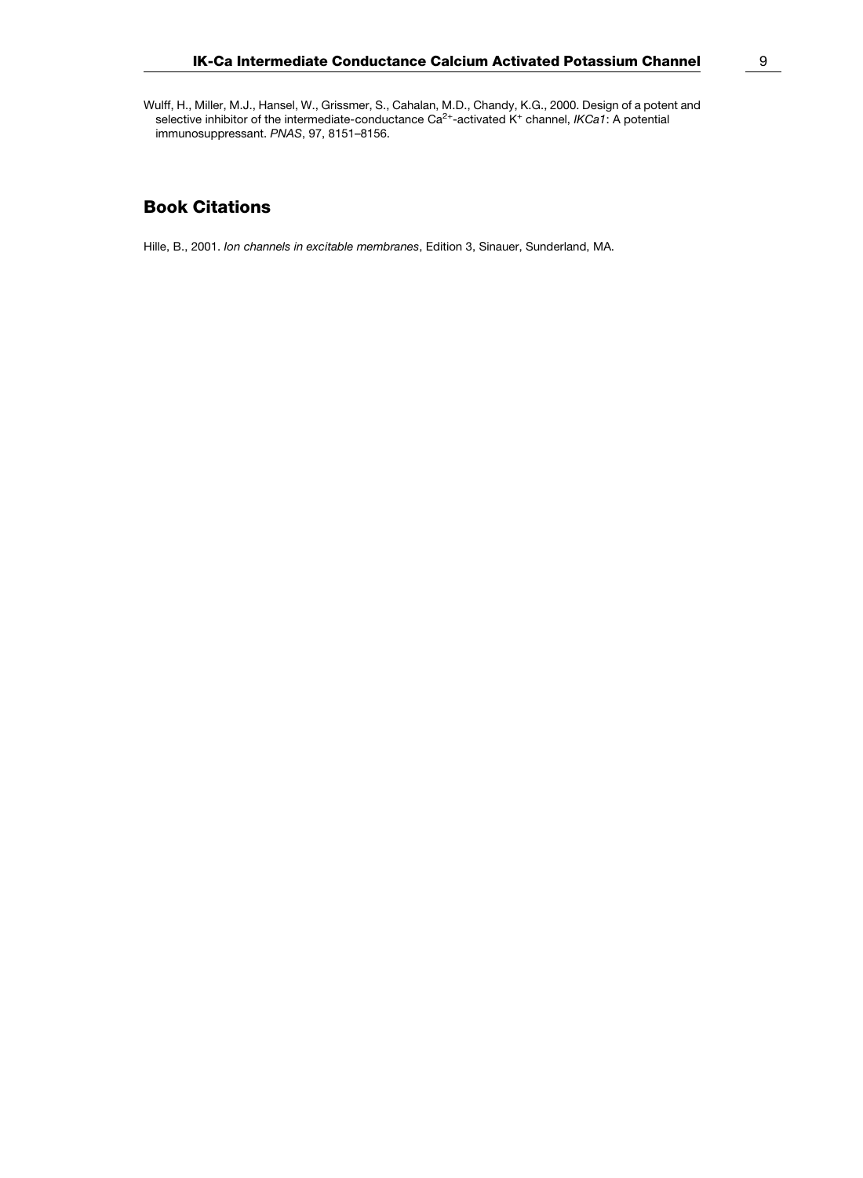Wulff, H., Miller, M.J., Hansel, W., Grissmer, S., Cahalan, M.D., Chandy, K.G., 2000. Design of a potent and selective inhibitor of the intermediate-conductance $Ca^{2+}$-activated $K^+$ channel, *IKCa1*: A potential immunosuppressant. *PNAS*, 97, 8151–8156.

## Book Citations

Hille, B., 2001. *Ion channels in excitable membranes*, Edition 3, Sinauer, Sunderland, MA.